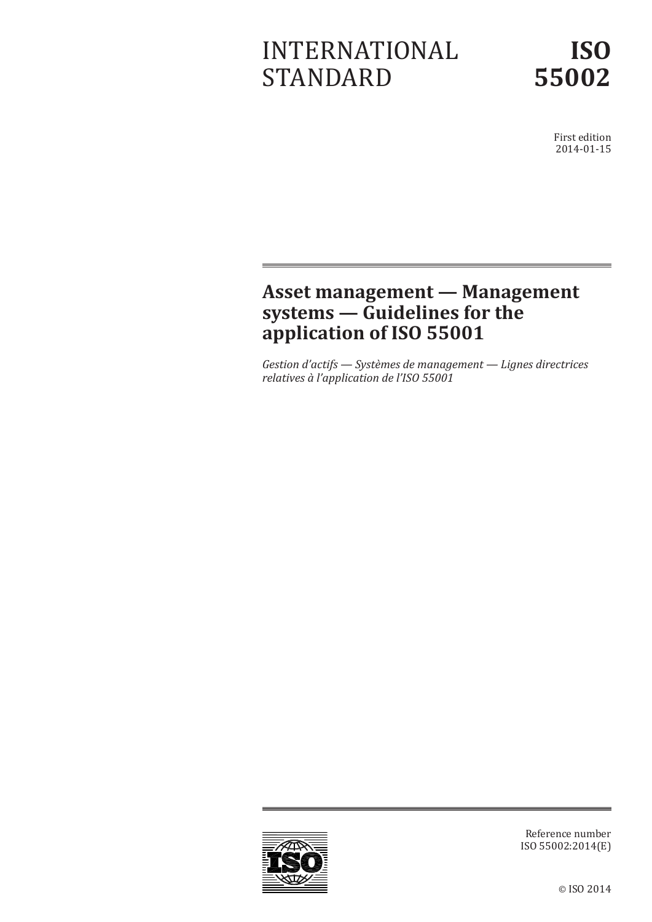# INTERNATIONAL STANDARD

# ISO 55002

First edition
2014-01-15

## Asset management — Management systems — Guidelines for the application of ISO 55001

*Gestion d'actifs — Systèmes de management — Lignes directrices relatives à l'application de l'ISO 55001*

Reference number
ISO 55002:2014(E)

© ISO 2014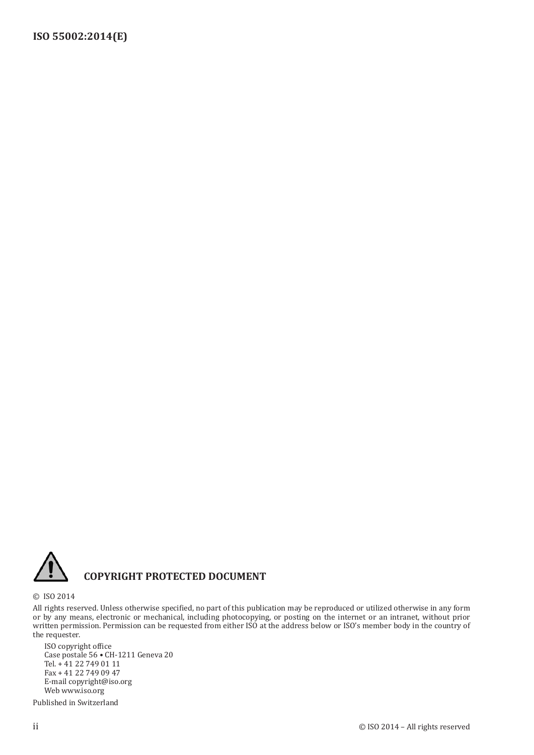## COPYRIGHT PROTECTED DOCUMENT

© ISO 2014

All rights reserved. Unless otherwise specified, no part of this publication may be reproduced or utilized otherwise in any form or by any means, electronic or mechanical, including photocopying, or posting on the internet or an intranet, without prior written permission. Permission can be requested from either ISO at the address below or ISO's member body in the country of the requester.

ISO copyright office
Case postale 56 • CH-1211 Geneva 20
Tel. + 41 22 749 01 11
Fax + 41 22 749 09 47
E-mail copyright@iso.org
Web www.iso.org

Published in Switzerland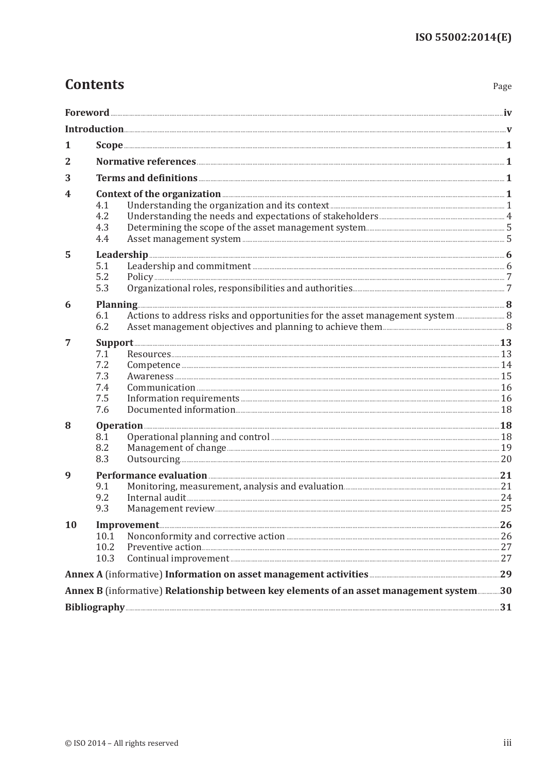# Contents

Page

**Foreword** ... **iv**

**Introduction** ... **v**

**1 Scope** ... **1**

**2 Normative references** ... **1**

**3 Terms and definitions** ... **1**

**4 Context of the organization** ... **1**
- 4.1 Understanding the organization and its context ... 1
- 4.2 Understanding the needs and expectations of stakeholders ... 4
- 4.3 Determining the scope of the asset management system ... 5
- 4.4 Asset management system ... 5

**5 Leadership** ... **6**
- 5.1 Leadership and commitment ... 6
- 5.2 Policy ... 7
- 5.3 Organizational roles, responsibilities and authorities ... 7

**6 Planning** ... **8**
- 6.1 Actions to address risks and opportunities for the asset management system ... 8
- 6.2 Asset management objectives and planning to achieve them ... 8

**7 Support** ... **13**
- 7.1 Resources ... 13
- 7.2 Competence ... 14
- 7.3 Awareness ... 15
- 7.4 Communication ... 16
- 7.5 Information requirements ... 16
- 7.6 Documented information ... 18

**8 Operation** ... **18**
- 8.1 Operational planning and control ... 18
- 8.2 Management of change ... 19
- 8.3 Outsourcing ... 20

**9 Performance evaluation** ... **21**
- 9.1 Monitoring, measurement, analysis and evaluation ... 21
- 9.2 Internal audit ... 24
- 9.3 Management review ... 25

**10 Improvement** ... **26**
- 10.1 Nonconformity and corrective action ... 26
- 10.2 Preventive action ... 27
- 10.3 Continual improvement ... 27

**Annex A** (informative) **Information on asset management activities** ... **29**

**Annex B** (informative) **Relationship between key elements of an asset management system** ... **30**

**Bibliography** ... **31**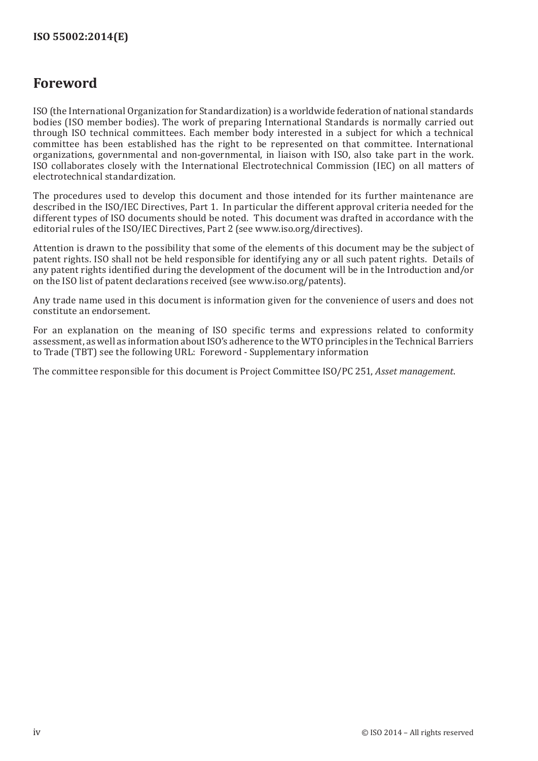# Foreword

ISO (the International Organization for Standardization) is a worldwide federation of national standards bodies (ISO member bodies). The work of preparing International Standards is normally carried out through ISO technical committees. Each member body interested in a subject for which a technical committee has been established has the right to be represented on that committee. International organizations, governmental and non-governmental, in liaison with ISO, also take part in the work. ISO collaborates closely with the International Electrotechnical Commission (IEC) on all matters of electrotechnical standardization.

The procedures used to develop this document and those intended for its further maintenance are described in the ISO/IEC Directives, Part 1. In particular the different approval criteria needed for the different types of ISO documents should be noted. This document was drafted in accordance with the editorial rules of the ISO/IEC Directives, Part 2 (see www.iso.org/directives).

Attention is drawn to the possibility that some of the elements of this document may be the subject of patent rights. ISO shall not be held responsible for identifying any or all such patent rights. Details of any patent rights identified during the development of the document will be in the Introduction and/or on the ISO list of patent declarations received (see www.iso.org/patents).

Any trade name used in this document is information given for the convenience of users and does not constitute an endorsement.

For an explanation on the meaning of ISO specific terms and expressions related to conformity assessment, as well as information about ISO's adherence to the WTO principles in the Technical Barriers to Trade (TBT) see the following URL: Foreword - Supplementary information

The committee responsible for this document is Project Committee ISO/PC 251, *Asset management*.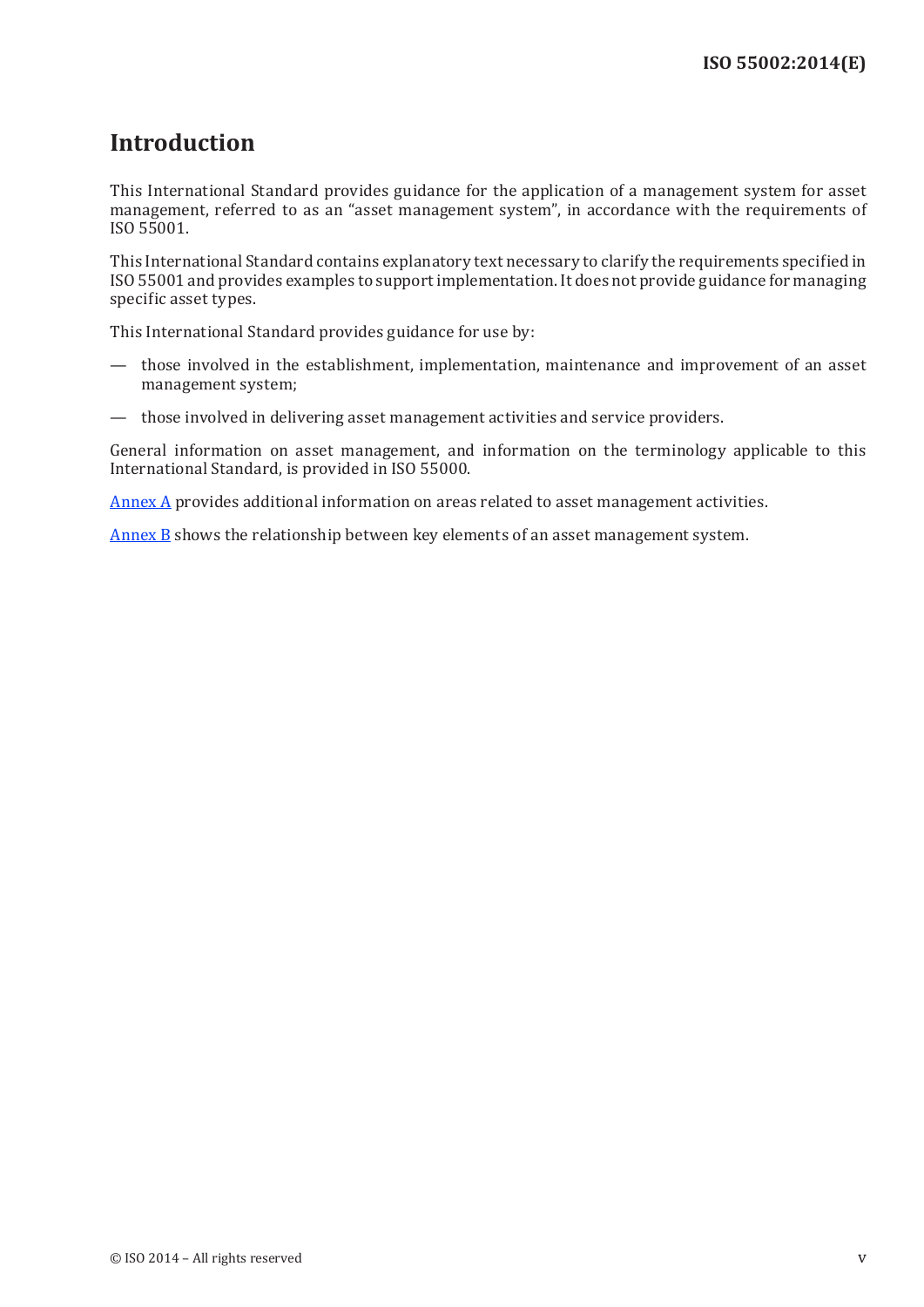# Introduction

This International Standard provides guidance for the application of a management system for asset management, referred to as an “asset management system”, in accordance with the requirements of ISO 55001.

This International Standard contains explanatory text necessary to clarify the requirements specified in ISO 55001 and provides examples to support implementation. It does not provide guidance for managing specific asset types.

This International Standard provides guidance for use by:

— those involved in the establishment, implementation, maintenance and improvement of an asset management system;

— those involved in delivering asset management activities and service providers.

General information on asset management, and information on the terminology applicable to this International Standard, is provided in ISO 55000.

Annex A provides additional information on areas related to asset management activities.

Annex B shows the relationship between key elements of an asset management system.